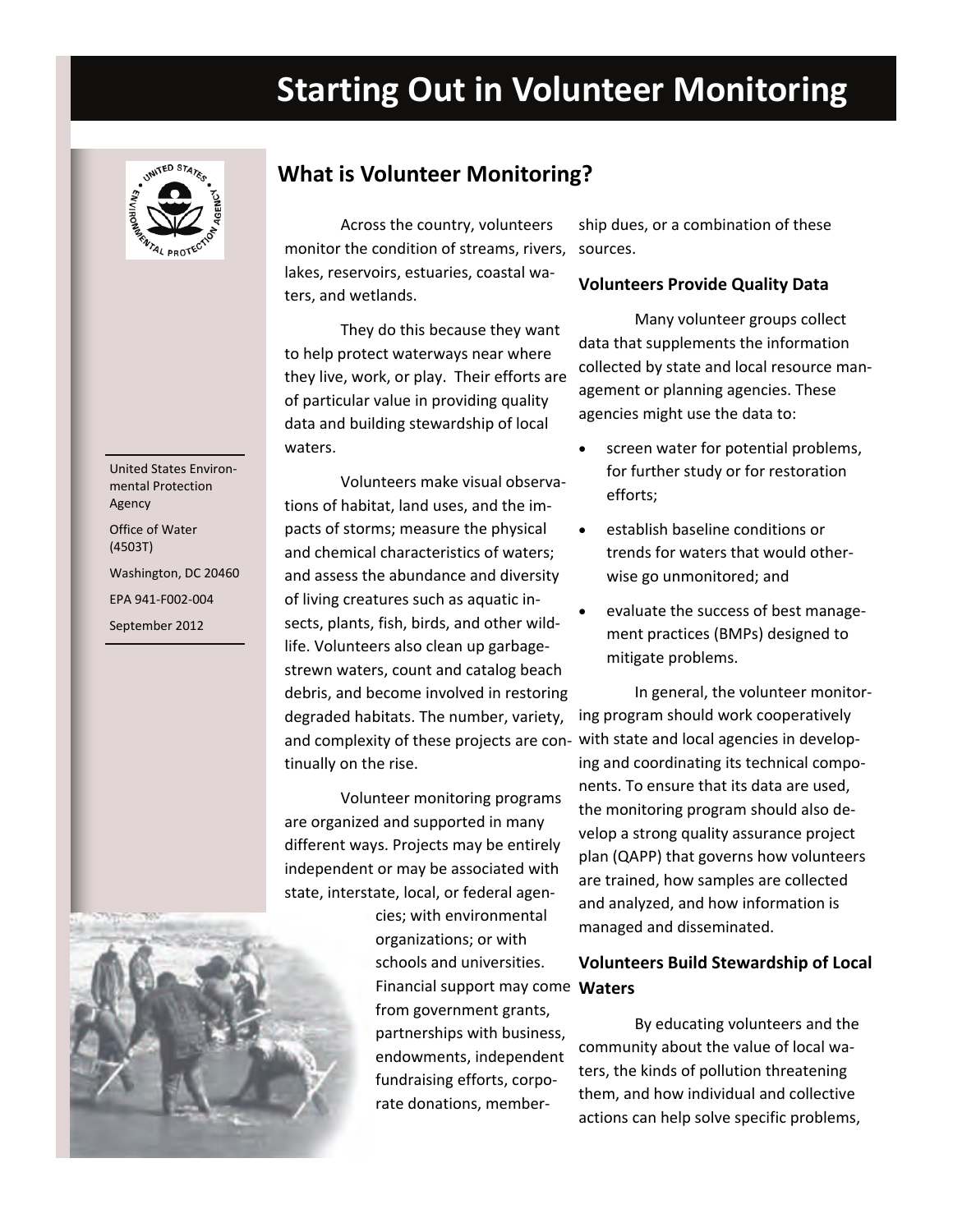# Starting Out in Volunteer Monitoring

United States Environmental Protection Agency

Office of Water (4503T)

Washington, DC 20460

EPA 941-F002-004

September 2012

## What is Volunteer Monitoring?

Across the country, volunteers monitor the condition of streams, rivers, lakes, reservoirs, estuaries, coastal waters, and wetlands.

They do this because they want to help protect waterways near where they live, work, or play. Their efforts are of particular value in providing quality data and building stewardship of local waters.

Volunteers make visual observations of habitat, land uses, and the impacts of storms; measure the physical and chemical characteristics of waters; and assess the abundance and diversity of living creatures such as aquatic insects, plants, fish, birds, and other wildlife. Volunteers also clean up garbage-strewn waters, count and catalog beach debris, and become involved in restoring degraded habitats. The number, variety, and complexity of these projects are continually on the rise.

Volunteer monitoring programs are organized and supported in many different ways. Projects may be entirely independent or may be associated with state, interstate, local, or federal agencies; with environmental organizations; or with schools and universities. Financial support may come from government grants, partnerships with business, endowments, independent fundraising efforts, corporate donations, membership dues, or a combination of these sources.

### Volunteers Provide Quality Data

Many volunteer groups collect data that supplements the information collected by state and local resource management or planning agencies. These agencies might use the data to:

- screen water for potential problems, for further study or for restoration efforts;
- establish baseline conditions or trends for waters that would otherwise go unmonitored; and
- evaluate the success of best management practices (BMPs) designed to mitigate problems.

In general, the volunteer monitoring program should work cooperatively with state and local agencies in developing and coordinating its technical components. To ensure that its data are used, the monitoring program should also develop a strong quality assurance project plan (QAPP) that governs how volunteers are trained, how samples are collected and analyzed, and how information is managed and disseminated.

### Volunteers Build Stewardship of Local Waters

By educating volunteers and the community about the value of local waters, the kinds of pollution threatening them, and how individual and collective actions can help solve specific problems,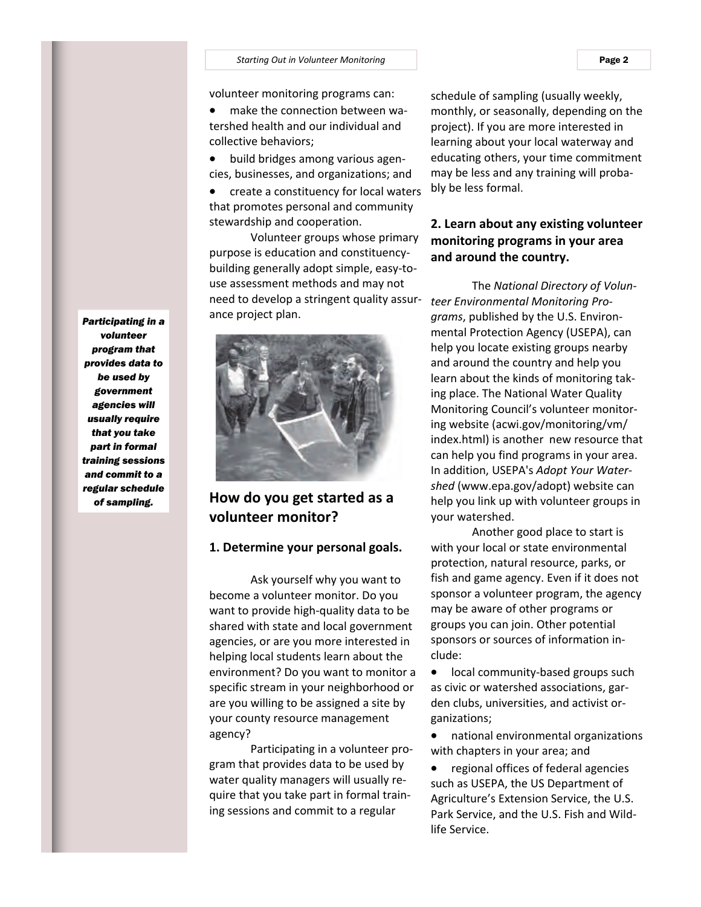volunteer monitoring programs can:

- make the connection between watershed health and our individual and collective behaviors;
- build bridges among various agencies, businesses, and organizations; and
- create a constituency for local waters that promotes personal and community stewardship and cooperation.

Volunteer groups whose primary purpose is education and constituency-building generally adopt simple, easy-to-use assessment methods and may not need to develop a stringent quality assurance project plan.

***Participating in a volunteer program that provides data to be used by government agencies will usually require that you take part in formal training sessions and commit to a regular schedule of sampling.***

## How do you get started as a volunteer monitor?

### 1. Determine your personal goals.

Ask yourself why you want to become a volunteer monitor. Do you want to provide high-quality data to be shared with state and local government agencies, or are you more interested in helping local students learn about the environment? Do you want to monitor a specific stream in your neighborhood or are you willing to be assigned a site by your county resource management agency?

Participating in a volunteer program that provides data to be used by water quality managers will usually require that you take part in formal training sessions and commit to a regular schedule of sampling (usually weekly, monthly, or seasonally, depending on the project). If you are more interested in learning about your local waterway and educating others, your time commitment may be less and any training will probably be less formal.

### 2. Learn about any existing volunteer monitoring programs in your area and around the country.

The *National Directory of Volunteer Environmental Monitoring Programs*, published by the U.S. Environmental Protection Agency (USEPA), can help you locate existing groups nearby and around the country and help you learn about the kinds of monitoring taking place. The National Water Quality Monitoring Council's volunteer monitoring website (acwi.gov/monitoring/vm/index.html) is another new resource that can help you find programs in your area. In addition, USEPA's *Adopt Your Watershed* (www.epa.gov/adopt) website can help you link up with volunteer groups in your watershed.

Another good place to start is with your local or state environmental protection, natural resource, parks, or fish and game agency. Even if it does not sponsor a volunteer program, the agency may be aware of other programs or groups you can join. Other potential sponsors or sources of information include:

- local community-based groups such as civic or watershed associations, garden clubs, universities, and activist organizations;
- national environmental organizations with chapters in your area; and
- regional offices of federal agencies such as USEPA, the US Department of Agriculture's Extension Service, the U.S. Park Service, and the U.S. Fish and Wildlife Service.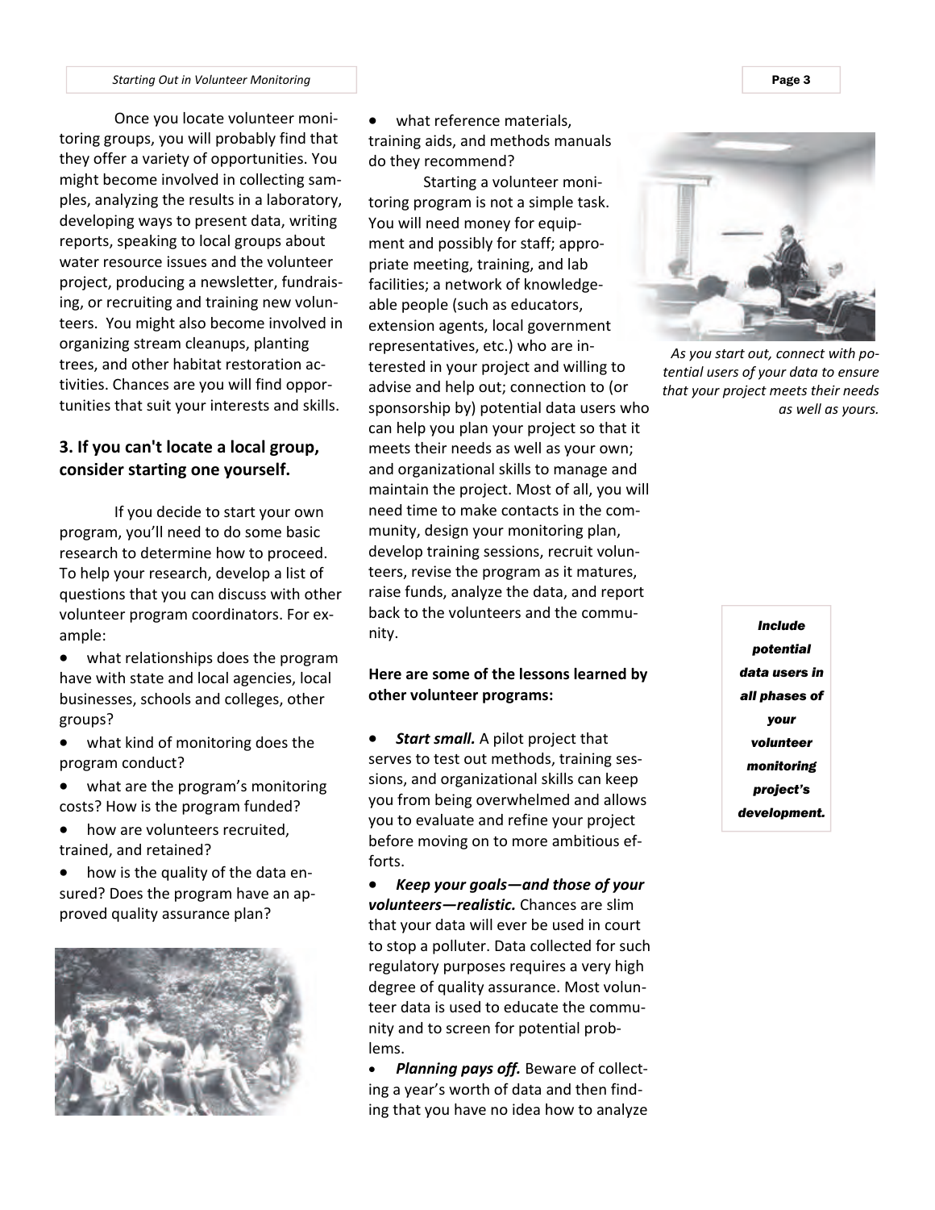Once you locate volunteer monitoring groups, you will probably find that they offer a variety of opportunities. You might become involved in collecting samples, analyzing the results in a laboratory, developing ways to present data, writing reports, speaking to local groups about water resource issues and the volunteer project, producing a newsletter, fundraising, or recruiting and training new volunteers. You might also become involved in organizing stream cleanups, planting trees, and other habitat restoration activities. Chances are you will find opportunities that suit your interests and skills.

### 3. If you can't locate a local group, consider starting one yourself.

If you decide to start your own program, you'll need to do some basic research to determine how to proceed. To help your research, develop a list of questions that you can discuss with other volunteer program coordinators. For example:

- what relationships does the program have with state and local agencies, local businesses, schools and colleges, other groups?
- what kind of monitoring does the program conduct?
- what are the program's monitoring costs? How is the program funded?
- how are volunteers recruited, trained, and retained?
- how is the quality of the data ensured? Does the program have an approved quality assurance plan?
- what reference materials, training aids, and methods manuals do they recommend?

Starting a volunteer monitoring program is not a simple task. You will need money for equipment and possibly for staff; appropriate meeting, training, and lab facilities; a network of knowledgeable people (such as educators, extension agents, local government representatives, etc.) who are interested in your project and willing to advise and help out; connection to (or sponsorship by) potential data users who can help you plan your project so that it meets their needs as well as your own; and organizational skills to manage and maintain the project. Most of all, you will need time to make contacts in the community, design your monitoring plan, develop training sessions, recruit volunteers, revise the program as it matures, raise funds, analyze the data, and report back to the volunteers and the community.

*As you start out, connect with potential users of your data to ensure that your project meets their needs as well as yours.*

***Include potential data users in all phases of your volunteer monitoring project's development.***

**Here are some of the lessons learned by other volunteer programs:**

- ***Start small.*** A pilot project that serves to test out methods, training sessions, and organizational skills can keep you from being overwhelmed and allows you to evaluate and refine your project before moving on to more ambitious efforts.
- ***Keep your goals—and those of your volunteers—realistic.*** Chances are slim that your data will ever be used in court to stop a polluter. Data collected for such regulatory purposes requires a very high degree of quality assurance. Most volunteer data is used to educate the community and to screen for potential problems.
- ***Planning pays off.*** Beware of collecting a year's worth of data and then finding that you have no idea how to analyze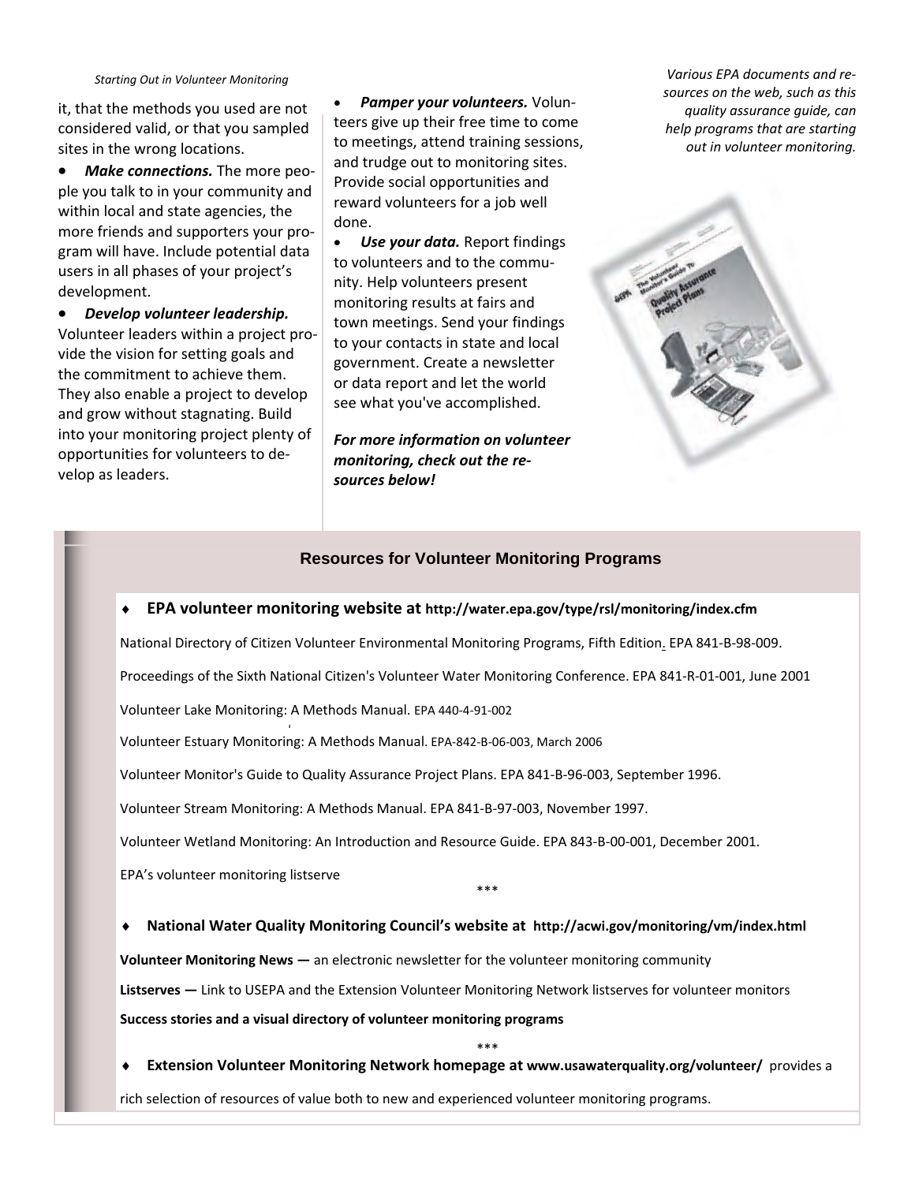it, that the methods you used are not considered valid, or that you sampled sites in the wrong locations.

- ***Make connections.*** The more people you talk to in your community and within local and state agencies, the more friends and supporters your program will have. Include potential data users in all phases of your project's development.
- ***Develop volunteer leadership.*** Volunteer leaders within a project provide the vision for setting goals and the commitment to achieve them. They also enable a project to develop and grow without stagnating. Build into your monitoring project plenty of opportunities for volunteers to develop as leaders.
- ***Pamper your volunteers.*** Volunteers give up their free time to come to meetings, attend training sessions, and trudge out to monitoring sites. Provide social opportunities and reward volunteers for a job well done.
- ***Use your data.*** Report findings to volunteers and to the community. Help volunteers present monitoring results at fairs and town meetings. Send your findings to your contacts in state and local government. Create a newsletter or data report and let the world see what you've accomplished.

***For more information on volunteer monitoring, check out the resources below!***

*Various EPA documents and resources on the web, such as this quality assurance guide, can help programs that are starting out in volunteer monitoring.*

## Resources for Volunteer Monitoring Programs

- **EPA volunteer monitoring website at http://water.epa.gov/type/rsl/monitoring/index.cfm**

National Directory of Citizen Volunteer Environmental Monitoring Programs, Fifth Edition. EPA 841-B-98-009.

Proceedings of the Sixth National Citizen's Volunteer Water Monitoring Conference. EPA 841-R-01-001, June 2001

Volunteer Lake Monitoring: A Methods Manual. EPA 440-4-91-002

Volunteer Estuary Monitoring: A Methods Manual. EPA-842-B-06-003, March 2006

Volunteer Monitor's Guide to Quality Assurance Project Plans. EPA 841-B-96-003, September 1996.

Volunteer Stream Monitoring: A Methods Manual. EPA 841-B-97-003, November 1997.

Volunteer Wetland Monitoring: An Introduction and Resource Guide. EPA 843-B-00-001, December 2001.

EPA's volunteer monitoring listserve

\*\*\*

- **National Water Quality Monitoring Council's website at http://acwi.gov/monitoring/vm/index.html**

**Volunteer Monitoring News —** an electronic newsletter for the volunteer monitoring community

**Listserves —** Link to USEPA and the Extension Volunteer Monitoring Network listserves for volunteer monitors

**Success stories and a visual directory of volunteer monitoring programs**

\*\*\*

- **Extension Volunteer Monitoring Network homepage at www.usawaterquality.org/volunteer/** provides a rich selection of resources of value both to new and experienced volunteer monitoring programs.